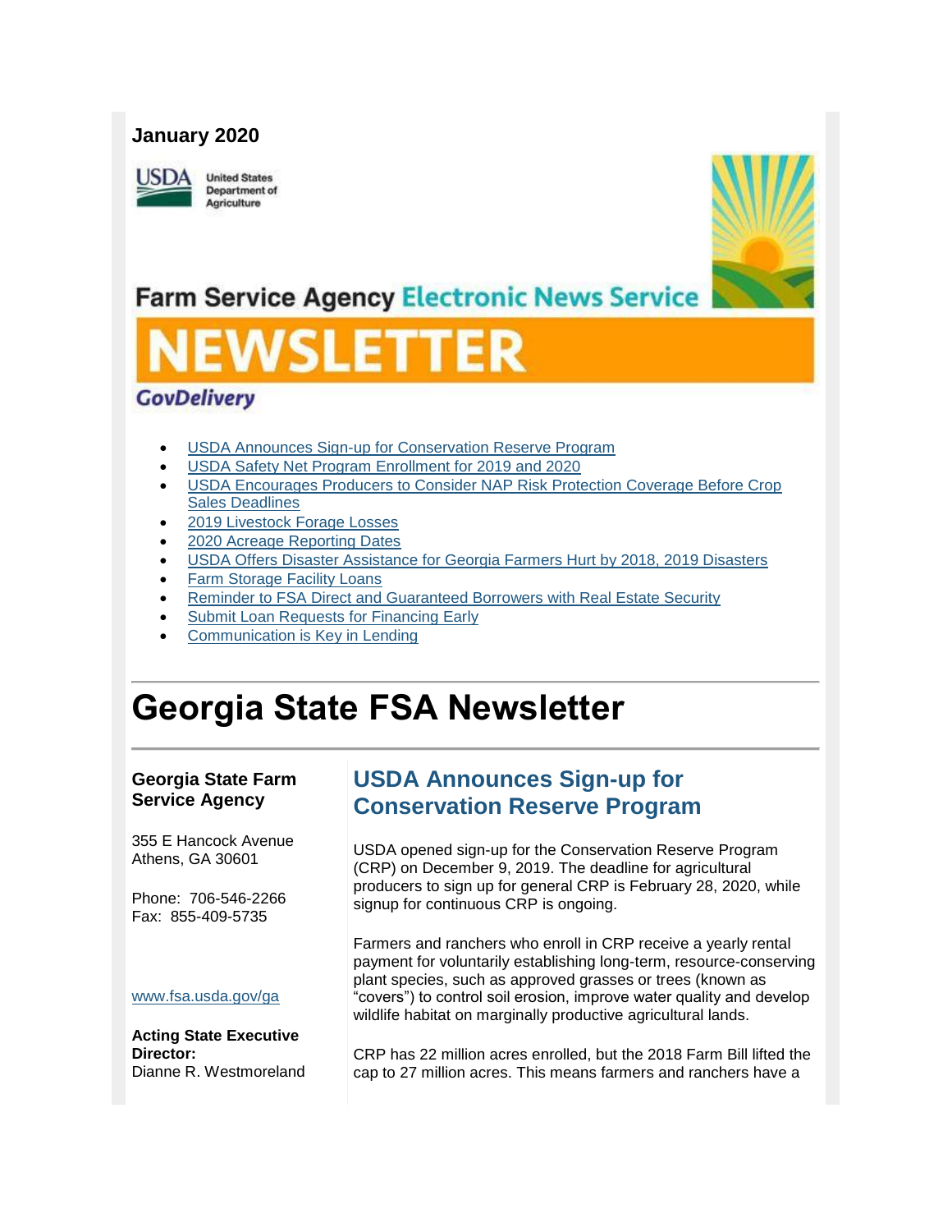**January 2020**

United States Department of Agriculture

Farm Service Agency Electronic News Service

# NEWSLETTER

GovDelivery

- USDA Announces Sign-up for Conservation Reserve Program
- USDA Safety Net Program Enrollment for 2019 and 2020
- USDA Encourages Producers to Consider NAP Risk Protection Coverage Before Crop Sales Deadlines
- 2019 Livestock Forage Losses
- 2020 Acreage Reporting Dates
- USDA Offers Disaster Assistance for Georgia Farmers Hurt by 2018, 2019 Disasters
- Farm Storage Facility Loans
- Reminder to FSA Direct and Guaranteed Borrowers with Real Estate Security
- Submit Loan Requests for Financing Early
- Communication is Key in Lending

# Georgia State FSA Newsletter

**Georgia State Farm Service Agency**

355 E Hancock Avenue
Athens, GA 30601

Phone: 706-546-2266
Fax: 855-409-5735

www.fsa.usda.gov/ga

**Acting State Executive Director:**
Dianne R. Westmoreland

## USDA Announces Sign-up for Conservation Reserve Program

USDA opened sign-up for the Conservation Reserve Program (CRP) on December 9, 2019. The deadline for agricultural producers to sign up for general CRP is February 28, 2020, while signup for continuous CRP is ongoing.

Farmers and ranchers who enroll in CRP receive a yearly rental payment for voluntarily establishing long-term, resource-conserving plant species, such as approved grasses or trees (known as "covers") to control soil erosion, improve water quality and develop wildlife habitat on marginally productive agricultural lands.

CRP has 22 million acres enrolled, but the 2018 Farm Bill lifted the cap to 27 million acres. This means farmers and ranchers have a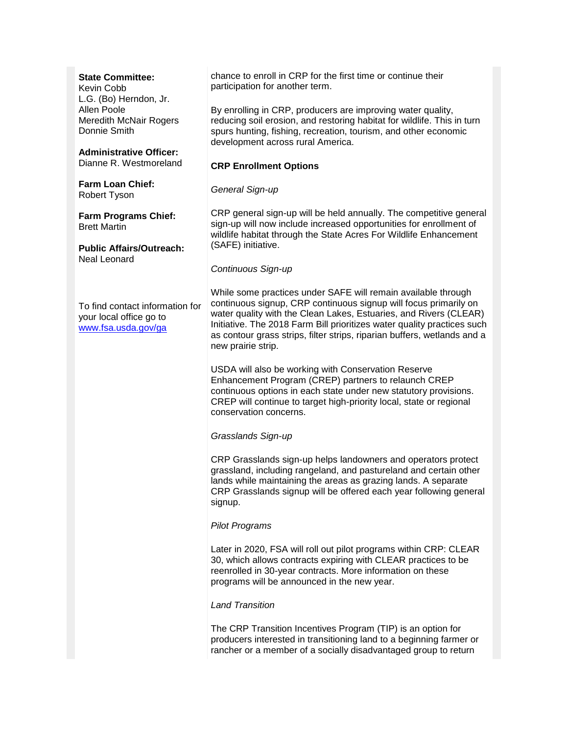**State Committee:**
Kevin Cobb
L.G. (Bo) Herndon, Jr.
Allen Poole
Meredith McNair Rogers
Donnie Smith

**Administrative Officer:**
Dianne R. Westmoreland

**Farm Loan Chief:**
Robert Tyson

**Farm Programs Chief:**
Brett Martin

**Public Affairs/Outreach:**
Neal Leonard

To find contact information for your local office go to www.fsa.usda.gov/ga

chance to enroll in CRP for the first time or continue their participation for another term.

By enrolling in CRP, producers are improving water quality, reducing soil erosion, and restoring habitat for wildlife. This in turn spurs hunting, fishing, recreation, tourism, and other economic development across rural America.

**CRP Enrollment Options**

*General Sign-up*

CRP general sign-up will be held annually. The competitive general sign-up will now include increased opportunities for enrollment of wildlife habitat through the State Acres For Wildlife Enhancement (SAFE) initiative.

*Continuous Sign-up*

While some practices under SAFE will remain available through continuous signup, CRP continuous signup will focus primarily on water quality with the Clean Lakes, Estuaries, and Rivers (CLEAR) Initiative. The 2018 Farm Bill prioritizes water quality practices such as contour grass strips, filter strips, riparian buffers, wetlands and a new prairie strip.

USDA will also be working with Conservation Reserve Enhancement Program (CREP) partners to relaunch CREP continuous options in each state under new statutory provisions. CREP will continue to target high-priority local, state or regional conservation concerns.

*Grasslands Sign-up*

CRP Grasslands sign-up helps landowners and operators protect grassland, including rangeland, and pastureland and certain other lands while maintaining the areas as grazing lands. A separate CRP Grasslands signup will be offered each year following general signup.

*Pilot Programs*

Later in 2020, FSA will roll out pilot programs within CRP: CLEAR 30, which allows contracts expiring with CLEAR practices to be reenrolled in 30-year contracts. More information on these programs will be announced in the new year.

*Land Transition*

The CRP Transition Incentives Program (TIP) is an option for producers interested in transitioning land to a beginning farmer or rancher or a member of a socially disadvantaged group to return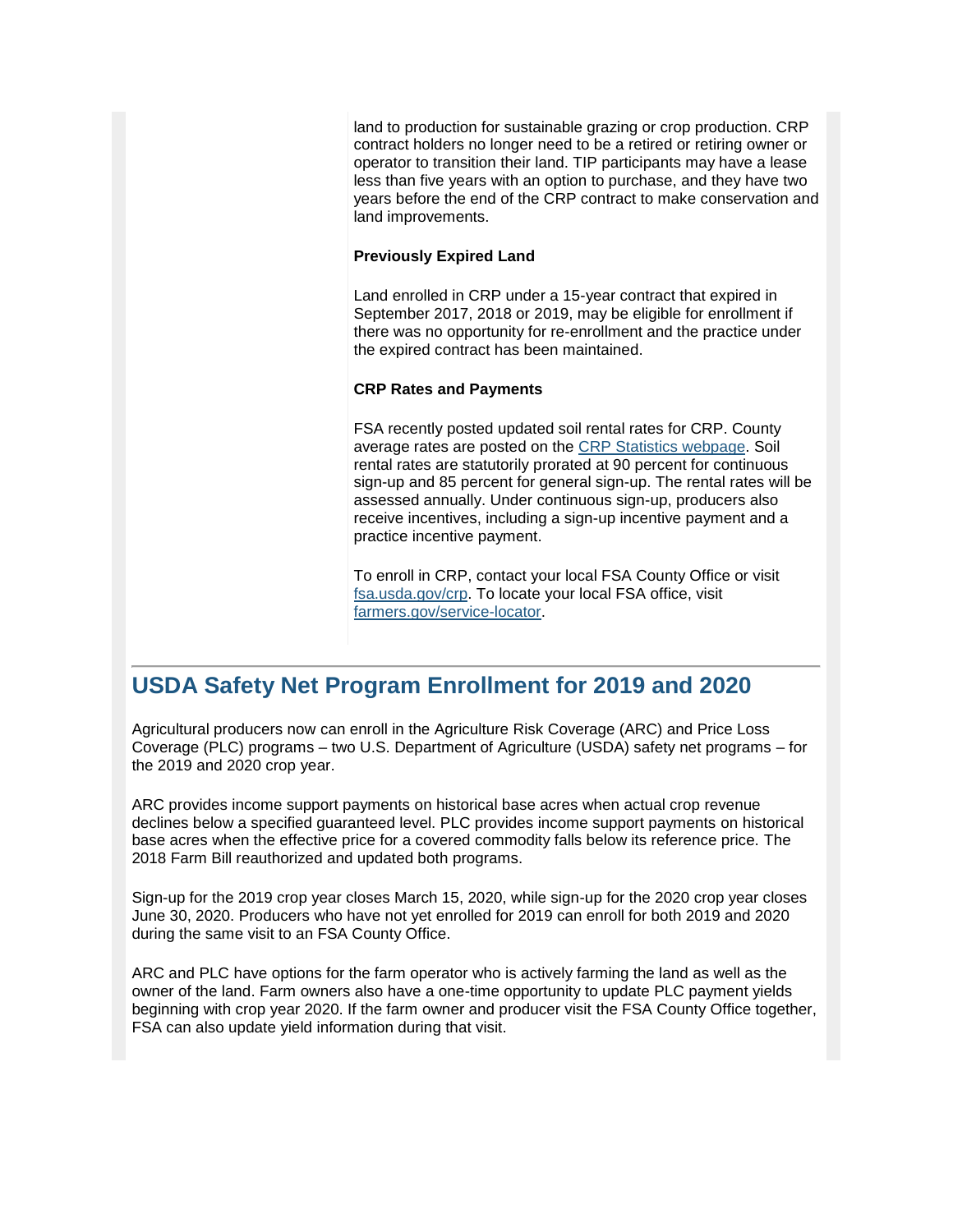land to production for sustainable grazing or crop production. CRP contract holders no longer need to be a retired or retiring owner or operator to transition their land. TIP participants may have a lease less than five years with an option to purchase, and they have two years before the end of the CRP contract to make conservation and land improvements.

**Previously Expired Land**

Land enrolled in CRP under a 15-year contract that expired in September 2017, 2018 or 2019, may be eligible for enrollment if there was no opportunity for re-enrollment and the practice under the expired contract has been maintained.

**CRP Rates and Payments**

FSA recently posted updated soil rental rates for CRP. County average rates are posted on the [CRP Statistics webpage](). Soil rental rates are statutorily prorated at 90 percent for continuous sign-up and 85 percent for general sign-up. The rental rates will be assessed annually. Under continuous sign-up, producers also receive incentives, including a sign-up incentive payment and a practice incentive payment.

To enroll in CRP, contact your local FSA County Office or visit [fsa.usda.gov/crp](). To locate your local FSA office, visit [farmers.gov/service-locator]().

## USDA Safety Net Program Enrollment for 2019 and 2020

Agricultural producers now can enroll in the Agriculture Risk Coverage (ARC) and Price Loss Coverage (PLC) programs – two U.S. Department of Agriculture (USDA) safety net programs – for the 2019 and 2020 crop year.

ARC provides income support payments on historical base acres when actual crop revenue declines below a specified guaranteed level. PLC provides income support payments on historical base acres when the effective price for a covered commodity falls below its reference price. The 2018 Farm Bill reauthorized and updated both programs.

Sign-up for the 2019 crop year closes March 15, 2020, while sign-up for the 2020 crop year closes June 30, 2020. Producers who have not yet enrolled for 2019 can enroll for both 2019 and 2020 during the same visit to an FSA County Office.

ARC and PLC have options for the farm operator who is actively farming the land as well as the owner of the land. Farm owners also have a one-time opportunity to update PLC payment yields beginning with crop year 2020. If the farm owner and producer visit the FSA County Office together, FSA can also update yield information during that visit.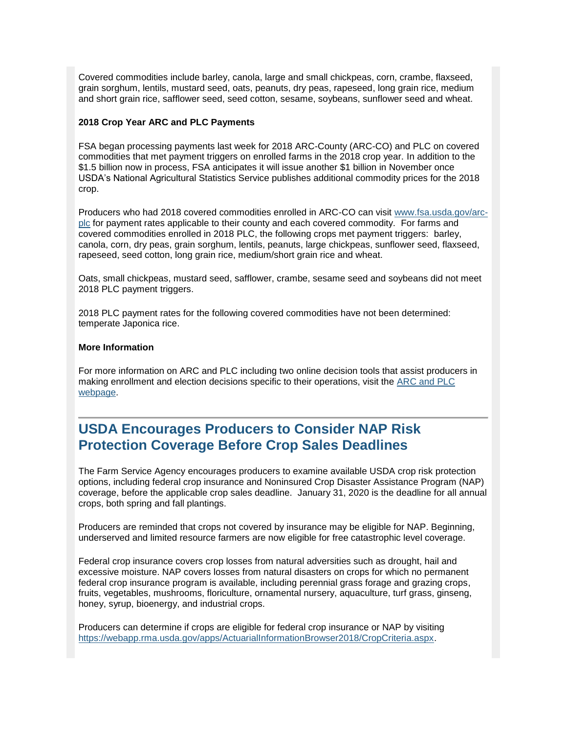Covered commodities include barley, canola, large and small chickpeas, corn, crambe, flaxseed, grain sorghum, lentils, mustard seed, oats, peanuts, dry peas, rapeseed, long grain rice, medium and short grain rice, safflower seed, seed cotton, sesame, soybeans, sunflower seed and wheat.

**2018 Crop Year ARC and PLC Payments**

FSA began processing payments last week for 2018 ARC-County (ARC-CO) and PLC on covered commodities that met payment triggers on enrolled farms in the 2018 crop year. In addition to the $1.5 billion now in process, FSA anticipates it will issue another $1 billion in November once USDA's National Agricultural Statistics Service publishes additional commodity prices for the 2018 crop.

Producers who had 2018 covered commodities enrolled in ARC-CO can visit [www.fsa.usda.gov/arc-plc](www.fsa.usda.gov/arc-plc) for payment rates applicable to their county and each covered commodity. For farms and covered commodities enrolled in 2018 PLC, the following crops met payment triggers: barley, canola, corn, dry peas, grain sorghum, lentils, peanuts, large chickpeas, sunflower seed, flaxseed, rapeseed, seed cotton, long grain rice, medium/short grain rice and wheat.

Oats, small chickpeas, mustard seed, safflower, crambe, sesame seed and soybeans did not meet 2018 PLC payment triggers.

2018 PLC payment rates for the following covered commodities have not been determined: temperate Japonica rice.

**More Information**

For more information on ARC and PLC including two online decision tools that assist producers in making enrollment and election decisions specific to their operations, visit the ARC and PLC webpage.

## USDA Encourages Producers to Consider NAP Risk Protection Coverage Before Crop Sales Deadlines

The Farm Service Agency encourages producers to examine available USDA crop risk protection options, including federal crop insurance and Noninsured Crop Disaster Assistance Program (NAP) coverage, before the applicable crop sales deadline. January 31, 2020 is the deadline for all annual crops, both spring and fall plantings.

Producers are reminded that crops not covered by insurance may be eligible for NAP. Beginning, underserved and limited resource farmers are now eligible for free catastrophic level coverage.

Federal crop insurance covers crop losses from natural adversities such as drought, hail and excessive moisture. NAP covers losses from natural disasters on crops for which no permanent federal crop insurance program is available, including perennial grass forage and grazing crops, fruits, vegetables, mushrooms, floriculture, ornamental nursery, aquaculture, turf grass, ginseng, honey, syrup, bioenergy, and industrial crops.

Producers can determine if crops are eligible for federal crop insurance or NAP by visiting [https://webapp.rma.usda.gov/apps/ActuarialInformationBrowser2018/CropCriteria.aspx](https://webapp.rma.usda.gov/apps/ActuarialInformationBrowser2018/CropCriteria.aspx).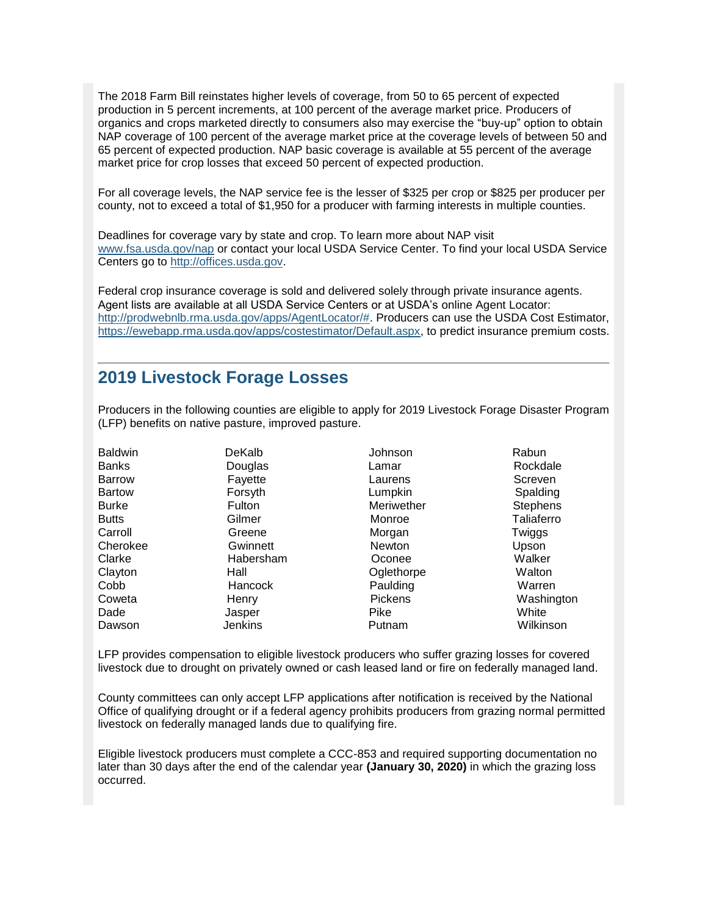The 2018 Farm Bill reinstates higher levels of coverage, from 50 to 65 percent of expected production in 5 percent increments, at 100 percent of the average market price. Producers of organics and crops marketed directly to consumers also may exercise the "buy-up" option to obtain NAP coverage of 100 percent of the average market price at the coverage levels of between 50 and 65 percent of expected production. NAP basic coverage is available at 55 percent of the average market price for crop losses that exceed 50 percent of expected production.

For all coverage levels, the NAP service fee is the lesser of $325 per crop or $825 per producer per county, not to exceed a total of $1,950 for a producer with farming interests in multiple counties.

Deadlines for coverage vary by state and crop. To learn more about NAP visit [www.fsa.usda.gov/nap](www.fsa.usda.gov/nap) or contact your local USDA Service Center. To find your local USDA Service Centers go to [http://offices.usda.gov](http://offices.usda.gov).

Federal crop insurance coverage is sold and delivered solely through private insurance agents. Agent lists are available at all USDA Service Centers or at USDA's online Agent Locator: [http://prodwebnlb.rma.usda.gov/apps/AgentLocator/#](http://prodwebnlb.rma.usda.gov/apps/AgentLocator/#). Producers can use the USDA Cost Estimator, [https://ewebapp.rma.usda.gov/apps/costestimator/Default.aspx](https://ewebapp.rma.usda.gov/apps/costestimator/Default.aspx), to predict insurance premium costs.

---

## 2019 Livestock Forage Losses

Producers in the following counties are eligible to apply for 2019 Livestock Forage Disaster Program (LFP) benefits on native pasture, improved pasture.

| | | | |
|---|---|---|---|
| Baldwin | DeKalb | Johnson | Rabun |
| Banks | Douglas | Lamar | Rockdale |
| Barrow | Fayette | Laurens | Screven |
| Bartow | Forsyth | Lumpkin | Spalding |
| Burke | Fulton | Meriwether | Stephens |
| Butts | Gilmer | Monroe | Taliaferro |
| Carroll | Greene | Morgan | Twiggs |
| Cherokee | Gwinnett | Newton | Upson |
| Clarke | Habersham | Oconee | Walker |
| Clayton | Hall | Oglethorpe | Walton |
| Cobb | Hancock | Paulding | Warren |
| Coweta | Henry | Pickens | Washington |
| Dade | Jasper | Pike | White |
| Dawson | Jenkins | Putnam | Wilkinson |

LFP provides compensation to eligible livestock producers who suffer grazing losses for covered livestock due to drought on privately owned or cash leased land or fire on federally managed land.

County committees can only accept LFP applications after notification is received by the National Office of qualifying drought or if a federal agency prohibits producers from grazing normal permitted livestock on federally managed lands due to qualifying fire.

Eligible livestock producers must complete a CCC-853 and required supporting documentation no later than 30 days after the end of the calendar year **(January 30, 2020)** in which the grazing loss occurred.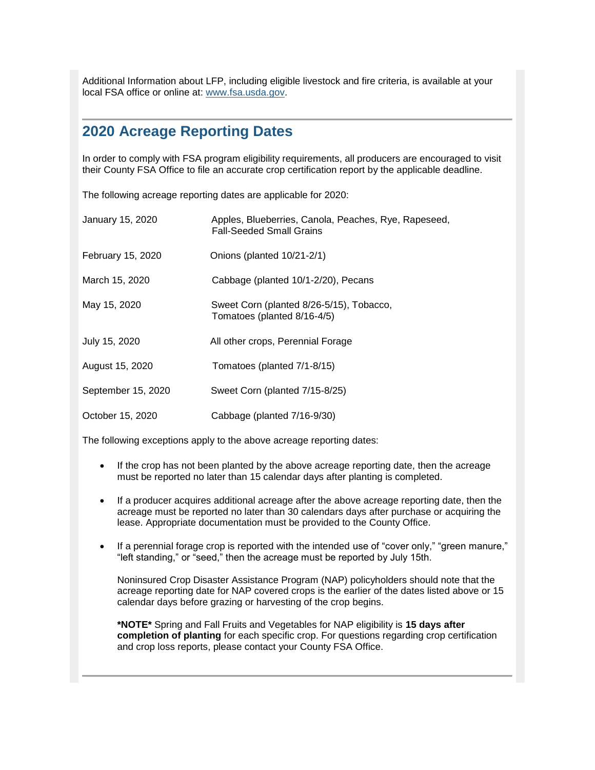Additional Information about LFP, including eligible livestock and fire criteria, is available at your local FSA office or online at: [www.fsa.usda.gov](www.fsa.usda.gov).

## 2020 Acreage Reporting Dates

In order to comply with FSA program eligibility requirements, all producers are encouraged to visit their County FSA Office to file an accurate crop certification report by the applicable deadline.

The following acreage reporting dates are applicable for 2020:

| | |
|---|---|
| January 15, 2020 | Apples, Blueberries, Canola, Peaches, Rye, Rapeseed, Fall-Seeded Small Grains |
| February 15, 2020 | Onions (planted 10/21-2/1) |
| March 15, 2020 | Cabbage (planted 10/1-2/20), Pecans |
| May 15, 2020 | Sweet Corn (planted 8/26-5/15), Tobacco, Tomatoes (planted 8/16-4/5) |
| July 15, 2020 | All other crops, Perennial Forage |
| August 15, 2020 | Tomatoes (planted 7/1-8/15) |
| September 15, 2020 | Sweet Corn (planted 7/15-8/25) |
| October 15, 2020 | Cabbage (planted 7/16-9/30) |

The following exceptions apply to the above acreage reporting dates:

- If the crop has not been planted by the above acreage reporting date, then the acreage must be reported no later than 15 calendar days after planting is completed.
- If a producer acquires additional acreage after the above acreage reporting date, then the acreage must be reported no later than 30 calendars days after purchase or acquiring the lease. Appropriate documentation must be provided to the County Office.
- If a perennial forage crop is reported with the intended use of "cover only," "green manure," "left standing," or "seed," then the acreage must be reported by July 15th.

  Noninsured Crop Disaster Assistance Program (NAP) policyholders should note that the acreage reporting date for NAP covered crops is the earlier of the dates listed above or 15 calendar days before grazing or harvesting of the crop begins.

  **\*NOTE\*** Spring and Fall Fruits and Vegetables for NAP eligibility is **15 days after completion of planting** for each specific crop. For questions regarding crop certification and crop loss reports, please contact your County FSA Office.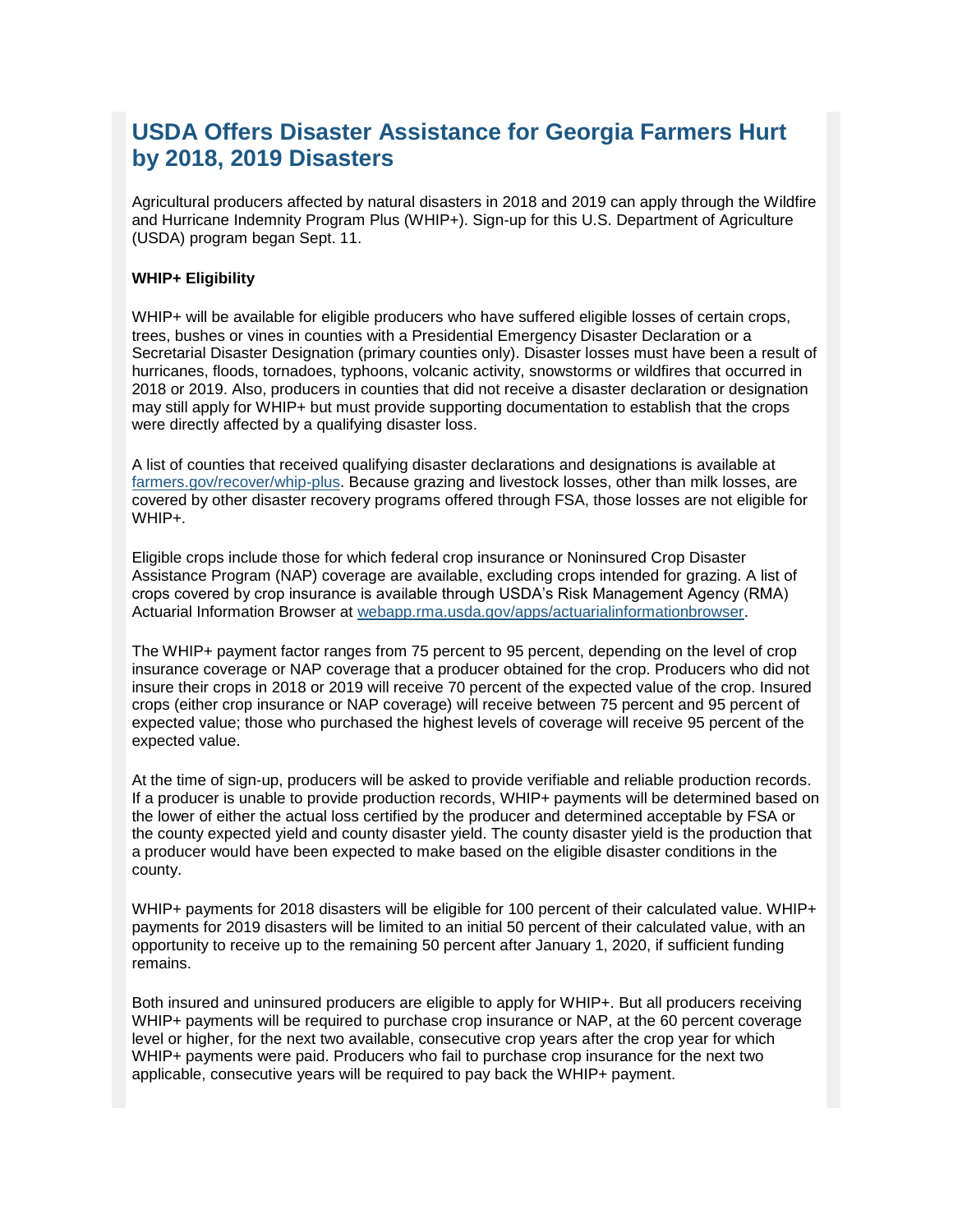## USDA Offers Disaster Assistance for Georgia Farmers Hurt by 2018, 2019 Disasters

Agricultural producers affected by natural disasters in 2018 and 2019 can apply through the Wildfire and Hurricane Indemnity Program Plus (WHIP+). Sign-up for this U.S. Department of Agriculture (USDA) program began Sept. 11.

**WHIP+ Eligibility**

WHIP+ will be available for eligible producers who have suffered eligible losses of certain crops, trees, bushes or vines in counties with a Presidential Emergency Disaster Declaration or a Secretarial Disaster Designation (primary counties only). Disaster losses must have been a result of hurricanes, floods, tornadoes, typhoons, volcanic activity, snowstorms or wildfires that occurred in 2018 or 2019. Also, producers in counties that did not receive a disaster declaration or designation may still apply for WHIP+ but must provide supporting documentation to establish that the crops were directly affected by a qualifying disaster loss.

A list of counties that received qualifying disaster declarations and designations is available at [farmers.gov/recover/whip-plus](farmers.gov/recover/whip-plus). Because grazing and livestock losses, other than milk losses, are covered by other disaster recovery programs offered through FSA, those losses are not eligible for WHIP+.

Eligible crops include those for which federal crop insurance or Noninsured Crop Disaster Assistance Program (NAP) coverage are available, excluding crops intended for grazing. A list of crops covered by crop insurance is available through USDA's Risk Management Agency (RMA) Actuarial Information Browser at [webapp.rma.usda.gov/apps/actuarialinformationbrowser](webapp.rma.usda.gov/apps/actuarialinformationbrowser).

The WHIP+ payment factor ranges from 75 percent to 95 percent, depending on the level of crop insurance coverage or NAP coverage that a producer obtained for the crop. Producers who did not insure their crops in 2018 or 2019 will receive 70 percent of the expected value of the crop. Insured crops (either crop insurance or NAP coverage) will receive between 75 percent and 95 percent of expected value; those who purchased the highest levels of coverage will receive 95 percent of the expected value.

At the time of sign-up, producers will be asked to provide verifiable and reliable production records. If a producer is unable to provide production records, WHIP+ payments will be determined based on the lower of either the actual loss certified by the producer and determined acceptable by FSA or the county expected yield and county disaster yield. The county disaster yield is the production that a producer would have been expected to make based on the eligible disaster conditions in the county.

WHIP+ payments for 2018 disasters will be eligible for 100 percent of their calculated value. WHIP+ payments for 2019 disasters will be limited to an initial 50 percent of their calculated value, with an opportunity to receive up to the remaining 50 percent after January 1, 2020, if sufficient funding remains.

Both insured and uninsured producers are eligible to apply for WHIP+. But all producers receiving WHIP+ payments will be required to purchase crop insurance or NAP, at the 60 percent coverage level or higher, for the next two available, consecutive crop years after the crop year for which WHIP+ payments were paid. Producers who fail to purchase crop insurance for the next two applicable, consecutive years will be required to pay back the WHIP+ payment.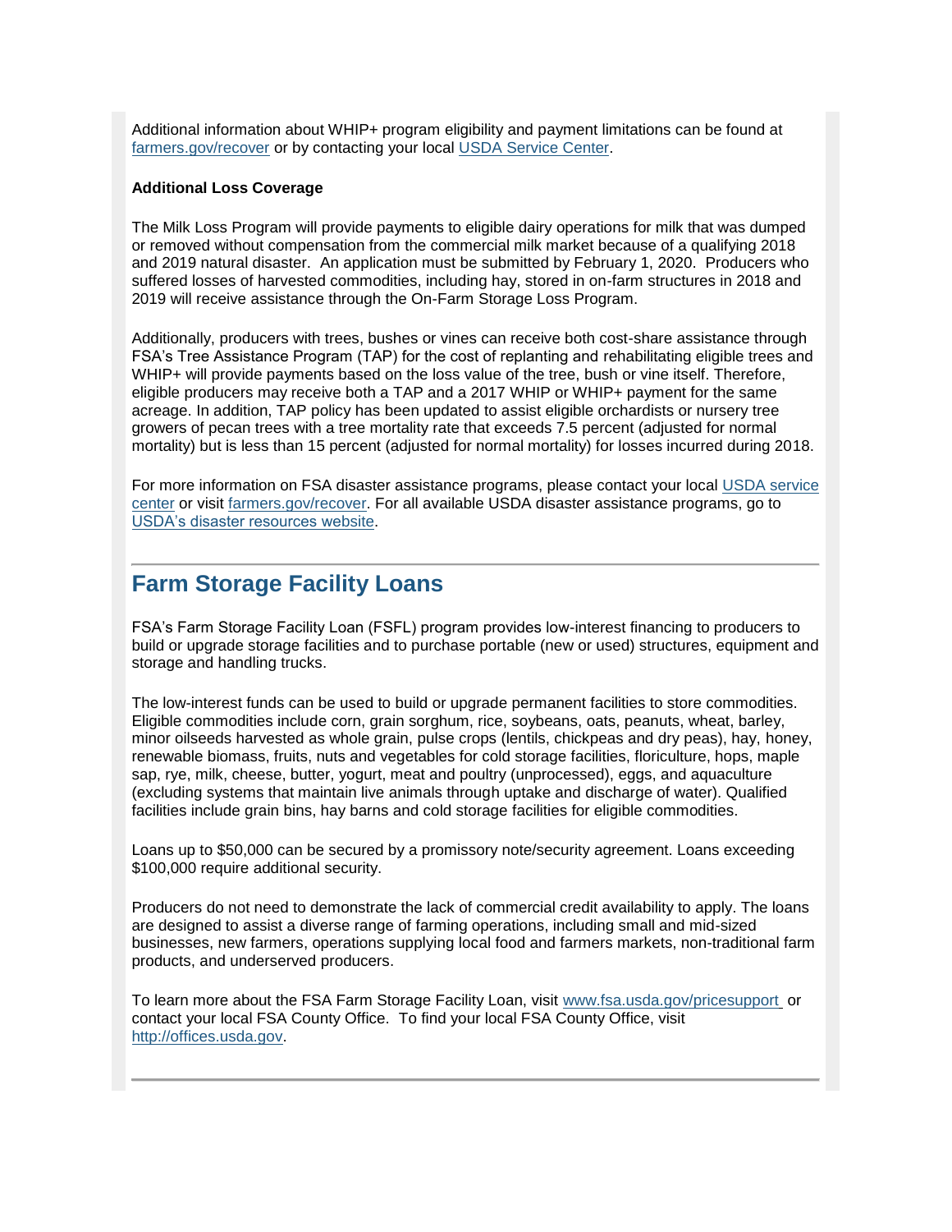Additional information about WHIP+ program eligibility and payment limitations can be found at [farmers.gov/recover](farmers.gov/recover) or by contacting your local [USDA Service Center](USDA Service Center).

**Additional Loss Coverage**

The Milk Loss Program will provide payments to eligible dairy operations for milk that was dumped or removed without compensation from the commercial milk market because of a qualifying 2018 and 2019 natural disaster. An application must be submitted by February 1, 2020. Producers who suffered losses of harvested commodities, including hay, stored in on-farm structures in 2018 and 2019 will receive assistance through the On-Farm Storage Loss Program.

Additionally, producers with trees, bushes or vines can receive both cost-share assistance through FSA's Tree Assistance Program (TAP) for the cost of replanting and rehabilitating eligible trees and WHIP+ will provide payments based on the loss value of the tree, bush or vine itself. Therefore, eligible producers may receive both a TAP and a 2017 WHIP or WHIP+ payment for the same acreage. In addition, TAP policy has been updated to assist eligible orchardists or nursery tree growers of pecan trees with a tree mortality rate that exceeds 7.5 percent (adjusted for normal mortality) but is less than 15 percent (adjusted for normal mortality) for losses incurred during 2018.

For more information on FSA disaster assistance programs, please contact your local USDA service center or visit farmers.gov/recover. For all available USDA disaster assistance programs, go to USDA's disaster resources website.

---

## Farm Storage Facility Loans

FSA's Farm Storage Facility Loan (FSFL) program provides low-interest financing to producers to build or upgrade storage facilities and to purchase portable (new or used) structures, equipment and storage and handling trucks.

The low-interest funds can be used to build or upgrade permanent facilities to store commodities. Eligible commodities include corn, grain sorghum, rice, soybeans, oats, peanuts, wheat, barley, minor oilseeds harvested as whole grain, pulse crops (lentils, chickpeas and dry peas), hay, honey, renewable biomass, fruits, nuts and vegetables for cold storage facilities, floriculture, hops, maple sap, rye, milk, cheese, butter, yogurt, meat and poultry (unprocessed), eggs, and aquaculture (excluding systems that maintain live animals through uptake and discharge of water). Qualified facilities include grain bins, hay barns and cold storage facilities for eligible commodities.

Loans up to $50,000 can be secured by a promissory note/security agreement. Loans exceeding $100,000 require additional security.

Producers do not need to demonstrate the lack of commercial credit availability to apply. The loans are designed to assist a diverse range of farming operations, including small and mid-sized businesses, new farmers, operations supplying local food and farmers markets, non-traditional farm products, and underserved producers.

To learn more about the FSA Farm Storage Facility Loan, visit www.fsa.usda.gov/pricesupport or contact your local FSA County Office. To find your local FSA County Office, visit http://offices.usda.gov.

---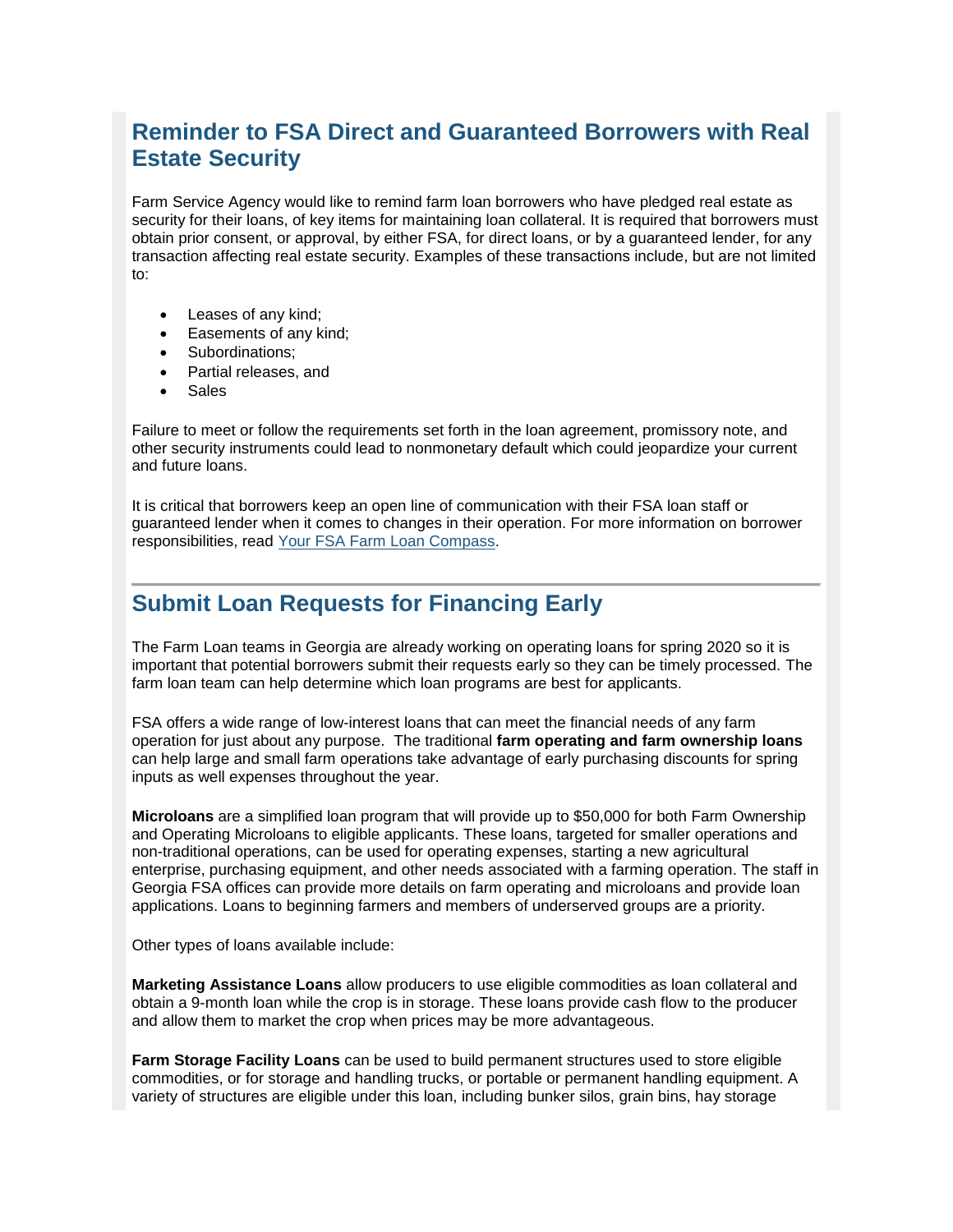## Reminder to FSA Direct and Guaranteed Borrowers with Real Estate Security

Farm Service Agency would like to remind farm loan borrowers who have pledged real estate as security for their loans, of key items for maintaining loan collateral. It is required that borrowers must obtain prior consent, or approval, by either FSA, for direct loans, or by a guaranteed lender, for any transaction affecting real estate security. Examples of these transactions include, but are not limited to:

- Leases of any kind;
- Easements of any kind;
- Subordinations;
- Partial releases, and
- Sales

Failure to meet or follow the requirements set forth in the loan agreement, promissory note, and other security instruments could lead to nonmonetary default which could jeopardize your current and future loans.

It is critical that borrowers keep an open line of communication with their FSA loan staff or guaranteed lender when it comes to changes in their operation. For more information on borrower responsibilities, read Your FSA Farm Loan Compass.

---

## Submit Loan Requests for Financing Early

The Farm Loan teams in Georgia are already working on operating loans for spring 2020 so it is important that potential borrowers submit their requests early so they can be timely processed. The farm loan team can help determine which loan programs are best for applicants.

FSA offers a wide range of low-interest loans that can meet the financial needs of any farm operation for just about any purpose.  The traditional **farm operating and farm ownership loans** can help large and small farm operations take advantage of early purchasing discounts for spring inputs as well expenses throughout the year.

**Microloans** are a simplified loan program that will provide up to $50,000 for both Farm Ownership and Operating Microloans to eligible applicants. These loans, targeted for smaller operations and non-traditional operations, can be used for operating expenses, starting a new agricultural enterprise, purchasing equipment, and other needs associated with a farming operation. The staff in Georgia FSA offices can provide more details on farm operating and microloans and provide loan applications. Loans to beginning farmers and members of underserved groups are a priority.

Other types of loans available include:

**Marketing Assistance Loans** allow producers to use eligible commodities as loan collateral and obtain a 9-month loan while the crop is in storage. These loans provide cash flow to the producer and allow them to market the crop when prices may be more advantageous.

**Farm Storage Facility Loans** can be used to build permanent structures used to store eligible commodities, or for storage and handling trucks, or portable or permanent handling equipment. A variety of structures are eligible under this loan, including bunker silos, grain bins, hay storage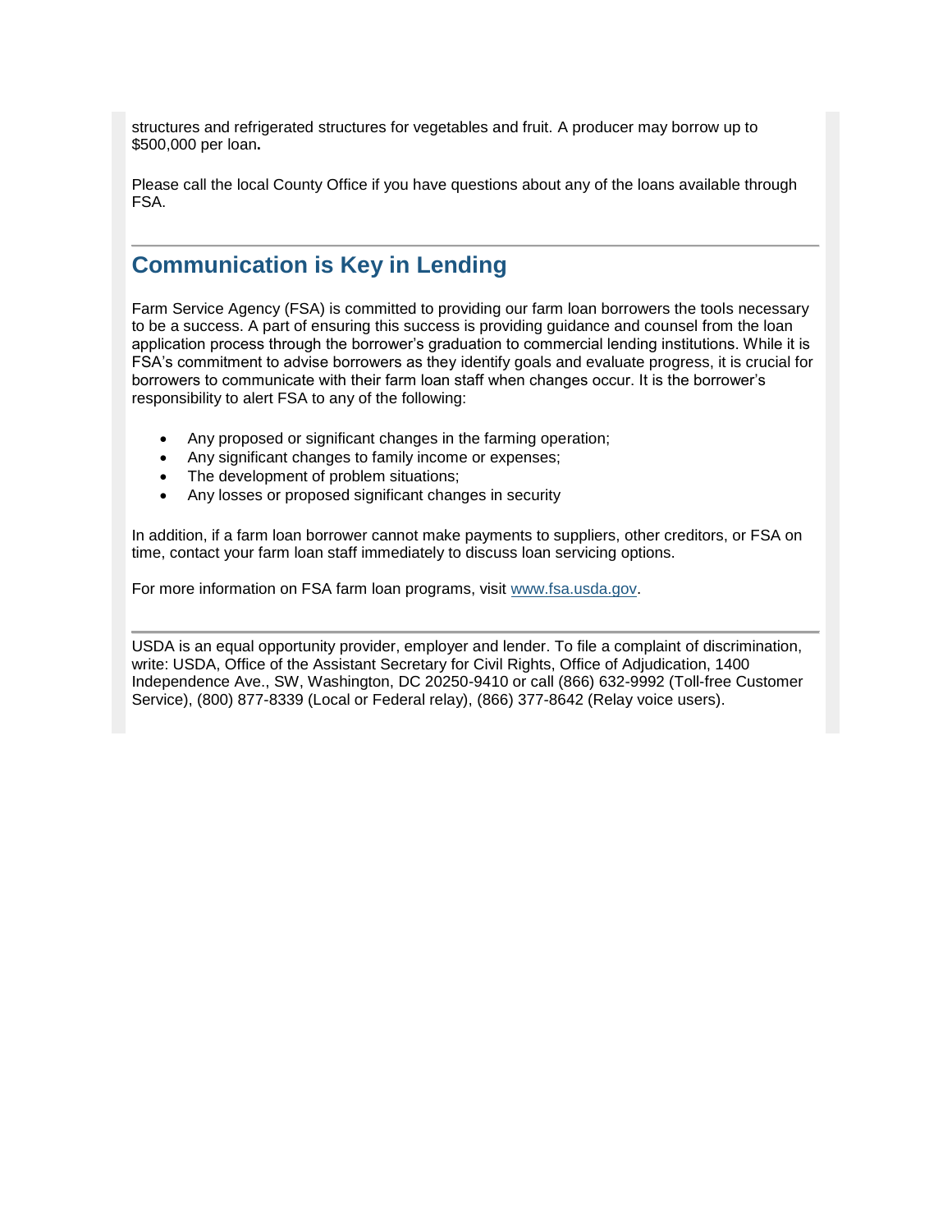structures and refrigerated structures for vegetables and fruit. A producer may borrow up to $500,000 per loan**.**

Please call the local County Office if you have questions about any of the loans available through FSA.

---

## Communication is Key in Lending

Farm Service Agency (FSA) is committed to providing our farm loan borrowers the tools necessary to be a success. A part of ensuring this success is providing guidance and counsel from the loan application process through the borrower's graduation to commercial lending institutions. While it is FSA's commitment to advise borrowers as they identify goals and evaluate progress, it is crucial for borrowers to communicate with their farm loan staff when changes occur. It is the borrower's responsibility to alert FSA to any of the following:

- Any proposed or significant changes in the farming operation;
- Any significant changes to family income or expenses;
- The development of problem situations;
- Any losses or proposed significant changes in security

In addition, if a farm loan borrower cannot make payments to suppliers, other creditors, or FSA on time, contact your farm loan staff immediately to discuss loan servicing options.

For more information on FSA farm loan programs, visit [www.fsa.usda.gov](http://www.fsa.usda.gov).

---

USDA is an equal opportunity provider, employer and lender. To file a complaint of discrimination, write: USDA, Office of the Assistant Secretary for Civil Rights, Office of Adjudication, 1400 Independence Ave., SW, Washington, DC 20250-9410 or call (866) 632-9992 (Toll-free Customer Service), (800) 877-8339 (Local or Federal relay), (866) 377-8642 (Relay voice users).